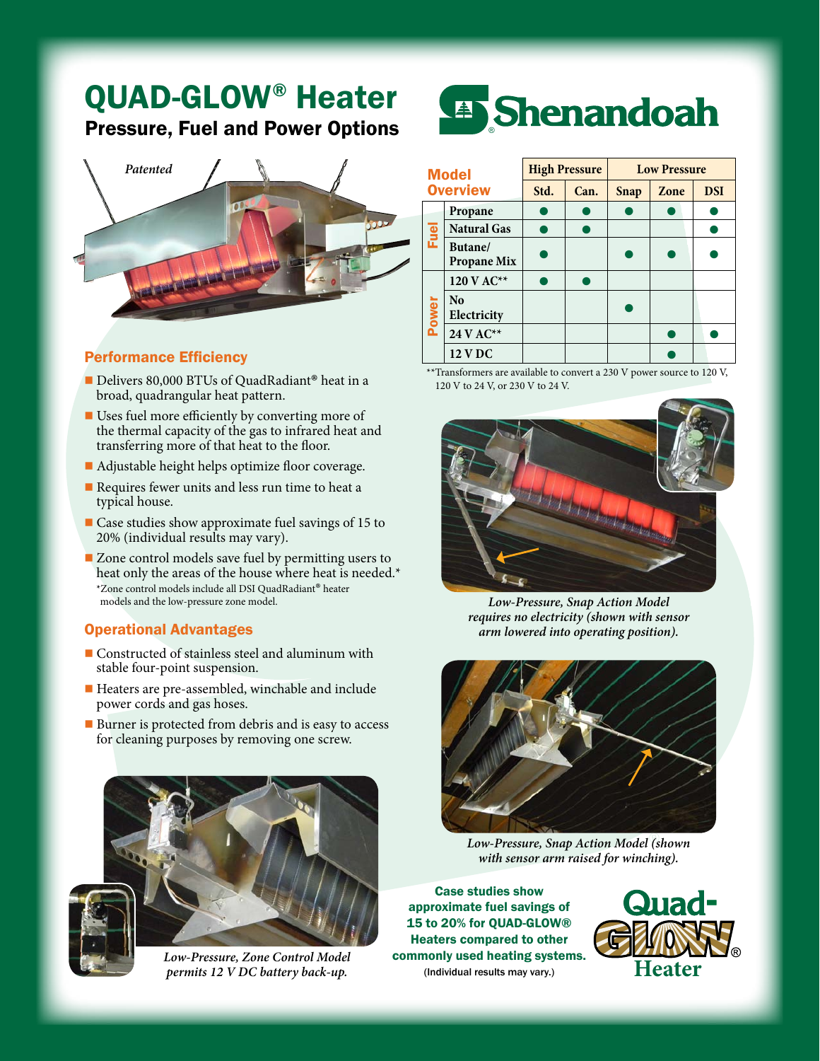# QUAD-GLOW® Heater

## Pressure, Fuel and Power Options

Shenandoah

*Patented*

### Performance Efficiency

- Delivers 80,000 BTUs of QuadRadiant® heat in a broad, quadrangular heat pattern.
- Uses fuel more efficiently by converting more of the thermal capacity of the gas to infrared heat and transferring more of that heat to the floor.
- Adjustable height helps optimize floor coverage.
- Requires fewer units and less run time to heat a typical house.
- Case studies show approximate fuel savings of 15 to 20% (individual results may vary).
- Zone control models save fuel by permitting users to heat only the areas of the house where heat is needed.*

*Zone control models include all DSI QuadRadiant® heater models and the low-pressure zone model.

### Operational Advantages

- Constructed of stainless steel and aluminum with stable four-point suspension.
- Heaters are pre-assembled, winchable and include power cords and gas hoses.
- Burner is protected from debris and is easy to access for cleaning purposes by removing one screw.

*Low-Pressure, Zone Control Model permits 12 V DC battery back-up.*

### Model Overview

| | | High Pressure | | Low Pressure | | |
|---|---|---|---|---|---|---|
| | | Std. | Can. | Snap | Zone | DSI |
| Fuel | Propane | ● | ● | ● | ● | ● |
| | Natural Gas | ● | ● | | | ● |
| | Butane/ Propane Mix | ● | | ● | ● | ● |
| Power | 120 V AC** | ● | ● | | | |
| | No Electricity | | | ● | | |
| | 24 V AC** | | | | ● | ● |
| | 12 V DC | | | | ● | |

**Transformers are available to convert a 230 V power source to 120 V, 120 V to 24 V, or 230 V to 24 V.

*Low-Pressure, Snap Action Model requires no electricity (shown with sensor arm lowered into operating position).*

*Low-Pressure, Snap Action Model (shown with sensor arm raised for winching).*

**Case studies show approximate fuel savings of 15 to 20% for QUAD-GLOW® Heaters compared to other commonly used heating systems.**
(Individual results may vary.)

Quad-GLOW® Heater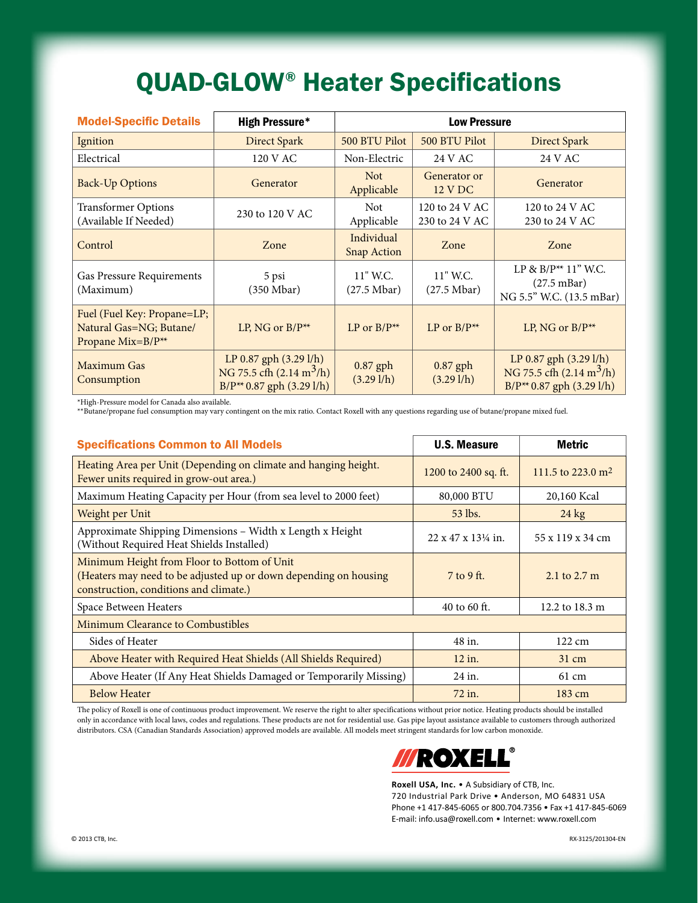# QUAD-GLOW® Heater Specifications

| Model-Specific Details | High Pressure* | Low Pressure | | |
|---|---|---|---|---|
| Ignition | Direct Spark | 500 BTU Pilot | 500 BTU Pilot | Direct Spark |
| Electrical | 120 V AC | Non-Electric | 24 V AC | 24 V AC |
| Back-Up Options | Generator | Not Applicable | Generator or 12 V DC | Generator |
| Transformer Options (Available If Needed) | 230 to 120 V AC | Not Applicable | 120 to 24 V AC 230 to 24 V AC | 120 to 24 V AC 230 to 24 V AC |
| Control | Zone | Individual Snap Action | Zone | Zone |
| Gas Pressure Requirements (Maximum) | 5 psi (350 Mbar) | 11" W.C. (27.5 Mbar) | 11" W.C. (27.5 Mbar) | LP & B/P** 11" W.C. (27.5 mBar) NG 5.5" W.C. (13.5 mBar) |
| Fuel (Fuel Key: Propane=LP; Natural Gas=NG; Butane/ Propane Mix=B/P** | LP, NG or B/P** | LP or B/P** | LP or B/P** | LP, NG or B/P** |
| Maximum Gas Consumption | LP 0.87 gph (3.29 l/h) NG 75.5 cfh (2.14 $m^3$/h) B/P** 0.87 gph (3.29 l/h) | 0.87 gph (3.29 l/h) | 0.87 gph (3.29 l/h) | LP 0.87 gph (3.29 l/h) NG 75.5 cfh (2.14 $m^3$/h) B/P** 0.87 gph (3.29 l/h) |

*High-Pressure model for Canada also available.
**Butane/propane fuel consumption may vary contingent on the mix ratio. Contact Roxell with any questions regarding use of butane/propane mixed fuel.

| Specifications Common to All Models | U.S. Measure | Metric |
|---|---|---|
| Heating Area per Unit (Depending on climate and hanging height. Fewer units required in grow-out area.) | 1200 to 2400 sq. ft. | 111.5 to 223.0 $m^2$ |
| Maximum Heating Capacity per Hour (from sea level to 2000 feet) | 80,000 BTU | 20,160 Kcal |
| Weight per Unit | 53 lbs. | 24 kg |
| Approximate Shipping Dimensions – Width x Length x Height (Without Required Heat Shields Installed) | 22 x 47 x 13¼ in. | 55 x 119 x 34 cm |
| Minimum Height from Floor to Bottom of Unit (Heaters may need to be adjusted up or down depending on housing construction, conditions and climate.) | 7 to 9 ft. | 2.1 to 2.7 m |
| Space Between Heaters | 40 to 60 ft. | 12.2 to 18.3 m |
| Minimum Clearance to Combustibles | | |
| Sides of Heater | 48 in. | 122 cm |
| Above Heater with Required Heat Shields (All Shields Required) | 12 in. | 31 cm |
| Above Heater (If Any Heat Shields Damaged or Temporarily Missing) | 24 in. | 61 cm |
| Below Heater | 72 in. | 183 cm |

The policy of Roxell is one of continuous product improvement. We reserve the right to alter specifications without prior notice. Heating products should be installed only in accordance with local laws, codes and regulations. These products are not for residential use. Gas pipe layout assistance available to customers through authorized distributors. CSA (Canadian Standards Association) approved models are available. All models meet stringent standards for low carbon monoxide.

**ROXELL®**

**Roxell USA, Inc.** • A Subsidiary of CTB, Inc.
720 Industrial Park Drive • Anderson, MO 64831 USA
Phone +1 417-845-6065 or 800.704.7356 • Fax +1 417-845-6069
E-mail: info.usa@roxell.com • Internet: www.roxell.com

© 2013 CTB, Inc.

RX-3125/201304-EN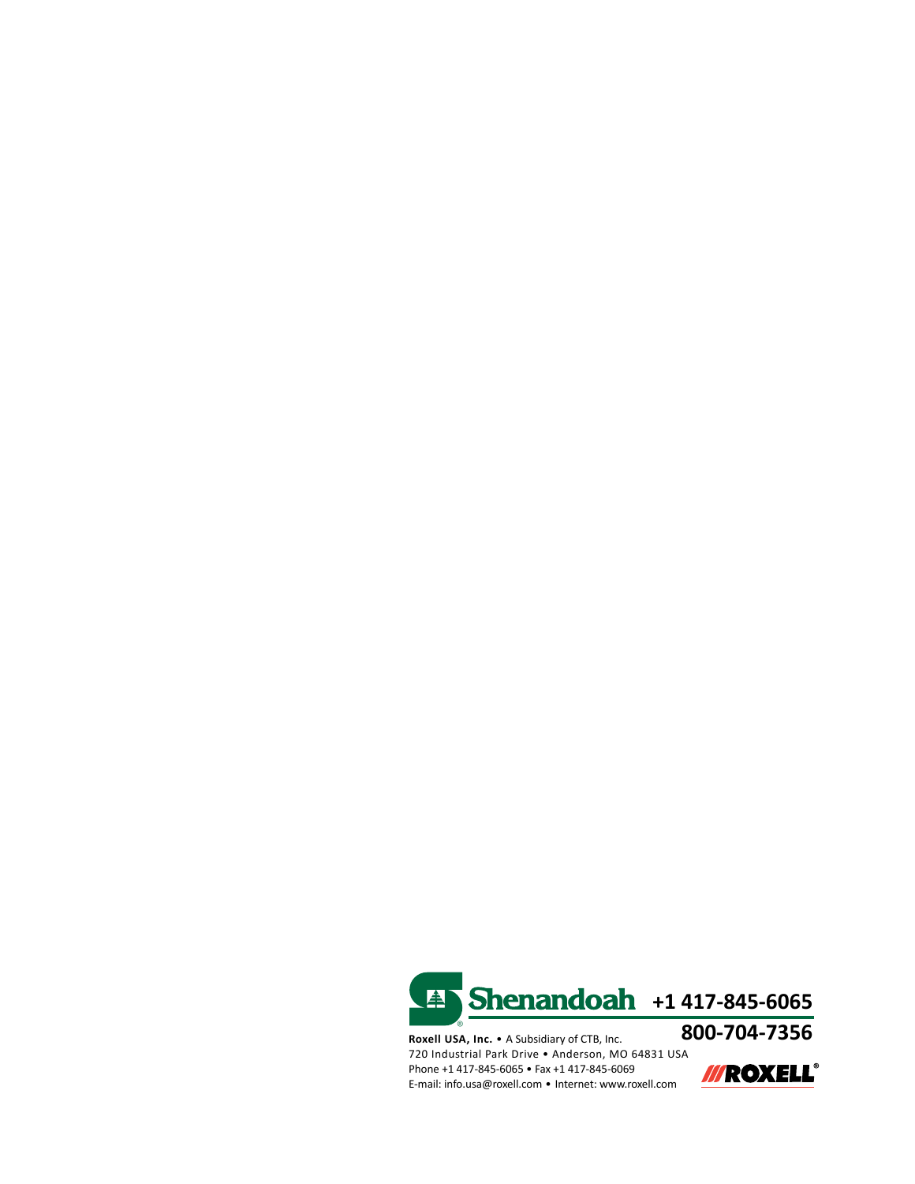**Shenandoah** **+1 417-845-6065**

**800-704-7356**

**Roxell USA, Inc.** • A Subsidiary of CTB, Inc.
720 Industrial Park Drive • Anderson, MO 64831 USA
Phone +1 417-845-6065 • Fax +1 417-845-6069
E-mail: info.usa@roxell.com • Internet: www.roxell.com

ROXELL®